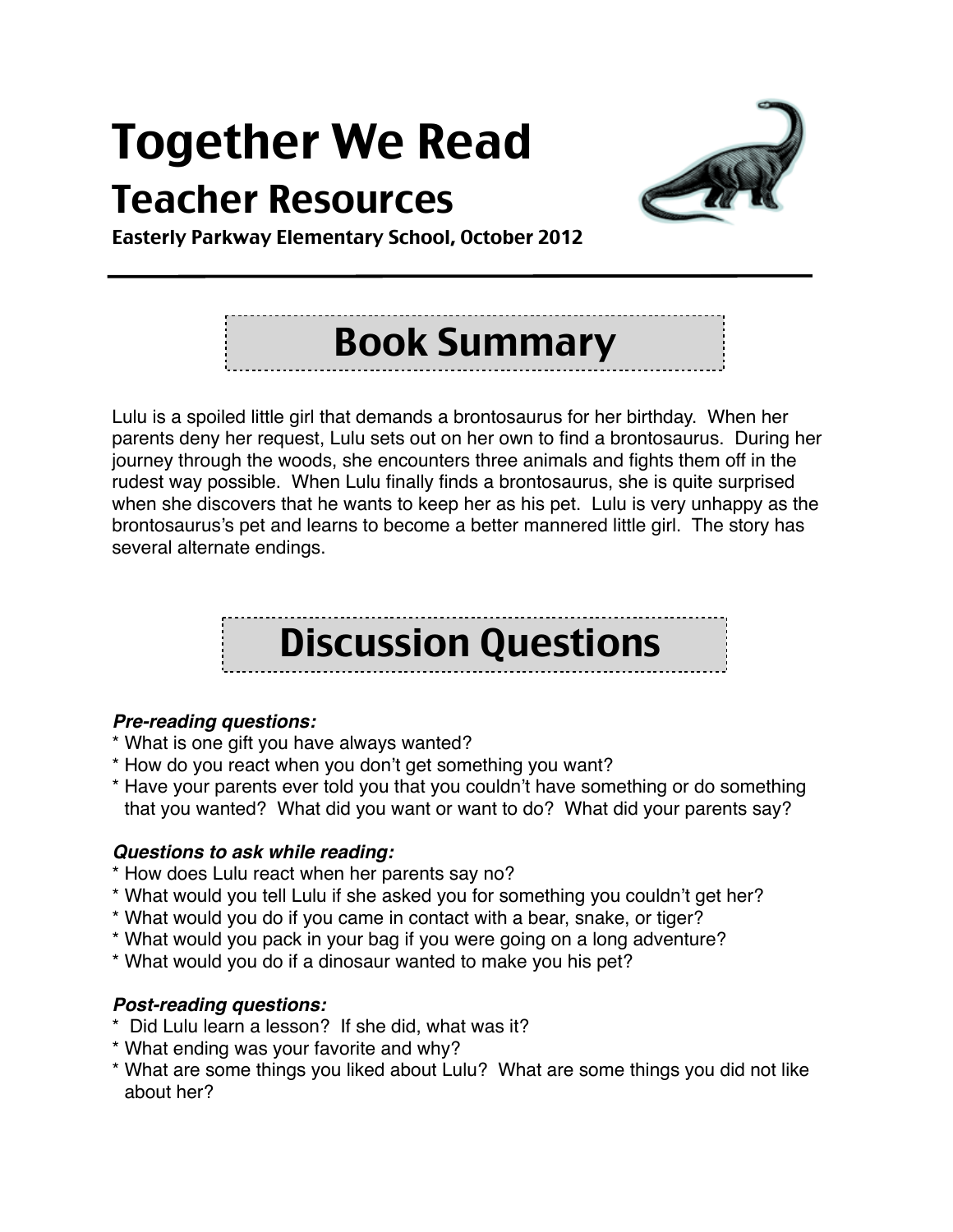# Together We Read

## Teacher Resources

**Easterly Parkway Elementary School, October 2012**

## Book Summary

Lulu is a spoiled little girl that demands a brontosaurus for her birthday. When her parents deny her request, Lulu sets out on her own to find a brontosaurus. During her journey through the woods, she encounters three animals and fights them off in the rudest way possible. When Lulu finally finds a brontosaurus, she is quite surprised when she discovers that he wants to keep her as his pet. Lulu is very unhappy as the brontosaurus's pet and learns to become a better mannered little girl. The story has several alternate endings.

## Discussion Questions

***Pre-reading questions:***

* What is one gift you have always wanted?
* How do you react when you don't get something you want?
* Have your parents ever told you that you couldn't have something or do something that you wanted? What did you want or want to do? What did your parents say?

***Questions to ask while reading:***

* How does Lulu react when her parents say no?
* What would you tell Lulu if she asked you for something you couldn't get her?
* What would you do if you came in contact with a bear, snake, or tiger?
* What would you pack in your bag if you were going on a long adventure?
* What would you do if a dinosaur wanted to make you his pet?

***Post-reading questions:***

* Did Lulu learn a lesson? If she did, what was it?
* What ending was your favorite and why?
* What are some things you liked about Lulu? What are some things you did not like about her?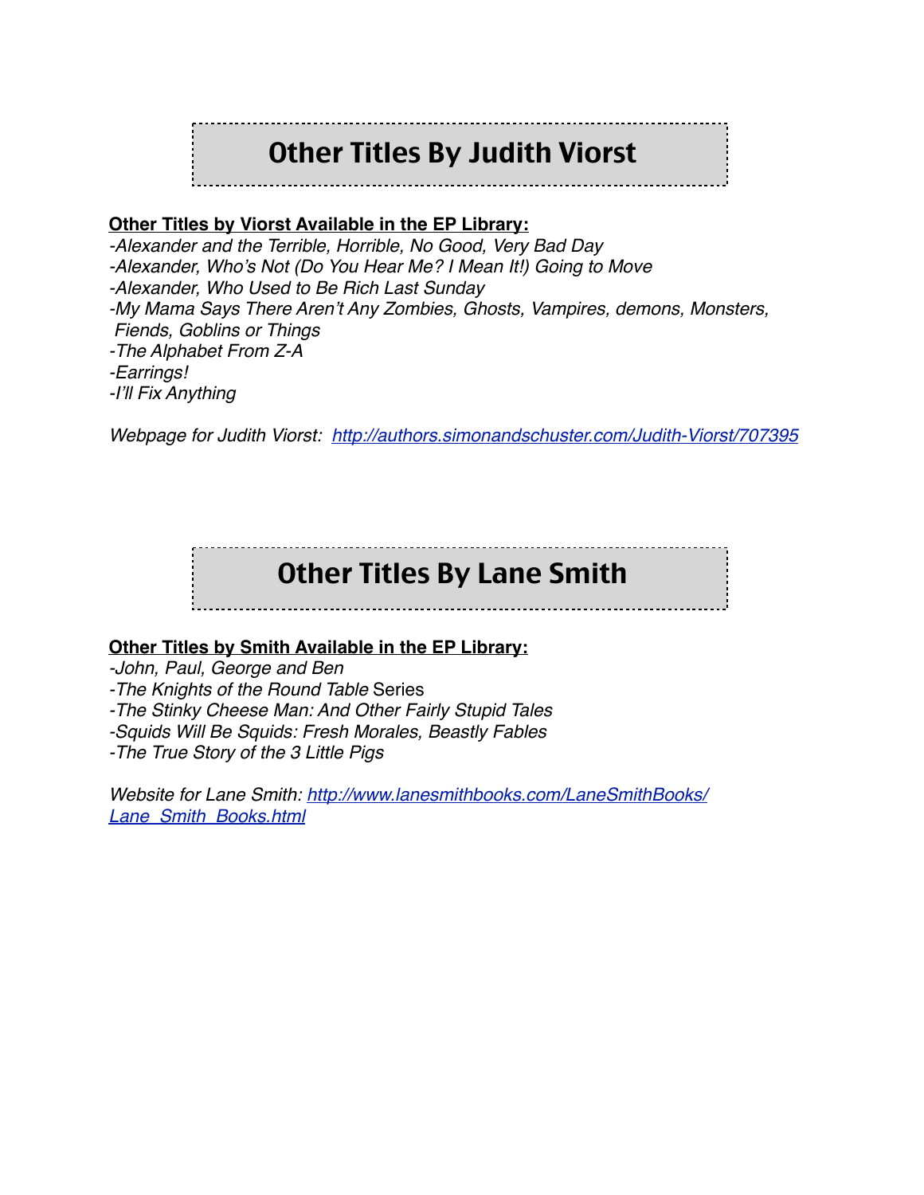## Other Titles By Judith Viorst

**Other Titles by Viorst Available in the EP Library:**

*-Alexander and the Terrible, Horrible, No Good, Very Bad Day*
*-Alexander, Who's Not (Do You Hear Me? I Mean It!) Going to Move*
*-Alexander, Who Used to Be Rich Last Sunday*
*-My Mama Says There Aren't Any Zombies, Ghosts, Vampires, demons, Monsters, Fiends, Goblins or Things*
*-The Alphabet From Z-A*
*-Earrings!*
*-I'll Fix Anything*

*Webpage for Judith Viorst: [http://authors.simonandschuster.com/Judith-Viorst/707395](http://authors.simonandschuster.com/Judith-Viorst/707395)*

## Other Titles By Lane Smith

**Other Titles by Smith Available in the EP Library:**

*-John, Paul, George and Ben*
*-The Knights of the Round Table* Series
*-The Stinky Cheese Man: And Other Fairly Stupid Tales*
*-Squids Will Be Squids: Fresh Morales, Beastly Fables*
*-The True Story of the 3 Little Pigs*

*Website for Lane Smith: [http://www.lanesmithbooks.com/LaneSmithBooks/Lane_Smith_Books.html](http://www.lanesmithbooks.com/LaneSmithBooks/Lane_Smith_Books.html)*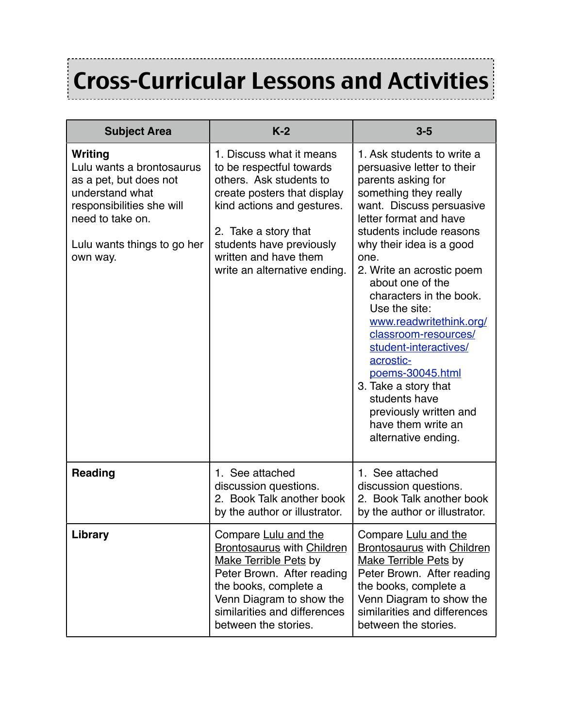# Cross-Curricular Lessons and Activities

| Subject Area | K-2 | 3-5 |
| --- | --- | --- |
| **Writing**<br>Lulu wants a brontosaurus as a pet, but does not understand what responsibilities she will need to take on.<br><br>Lulu wants things to go her own way. | 1. Discuss what it means to be respectful towards others. Ask students to create posters that display kind actions and gestures.<br><br>2. Take a story that students have previously written and have them write an alternative ending. | 1. Ask students to write a persuasive letter to their parents asking for something they really want. Discuss persuasive letter format and have students include reasons why their idea is a good one.<br>2. Write an acrostic poem about one of the characters in the book. Use the site: www.readwritethink.org/classroom-resources/student-interactives/acrostic-poems-30045.html<br>3. Take a story that students have previously written and have them write an alternative ending. |
| **Reading** | 1. See attached discussion questions.<br>2. Book Talk another book by the author or illustrator. | 1. See attached discussion questions.<br>2. Book Talk another book by the author or illustrator. |
| **Library** | Compare Lulu and the Brontosaurus with Children Make Terrible Pets by Peter Brown. After reading the books, complete a Venn Diagram to show the similarities and differences between the stories. | Compare Lulu and the Brontosaurus with Children Make Terrible Pets by Peter Brown. After reading the books, complete a Venn Diagram to show the similarities and differences between the stories. |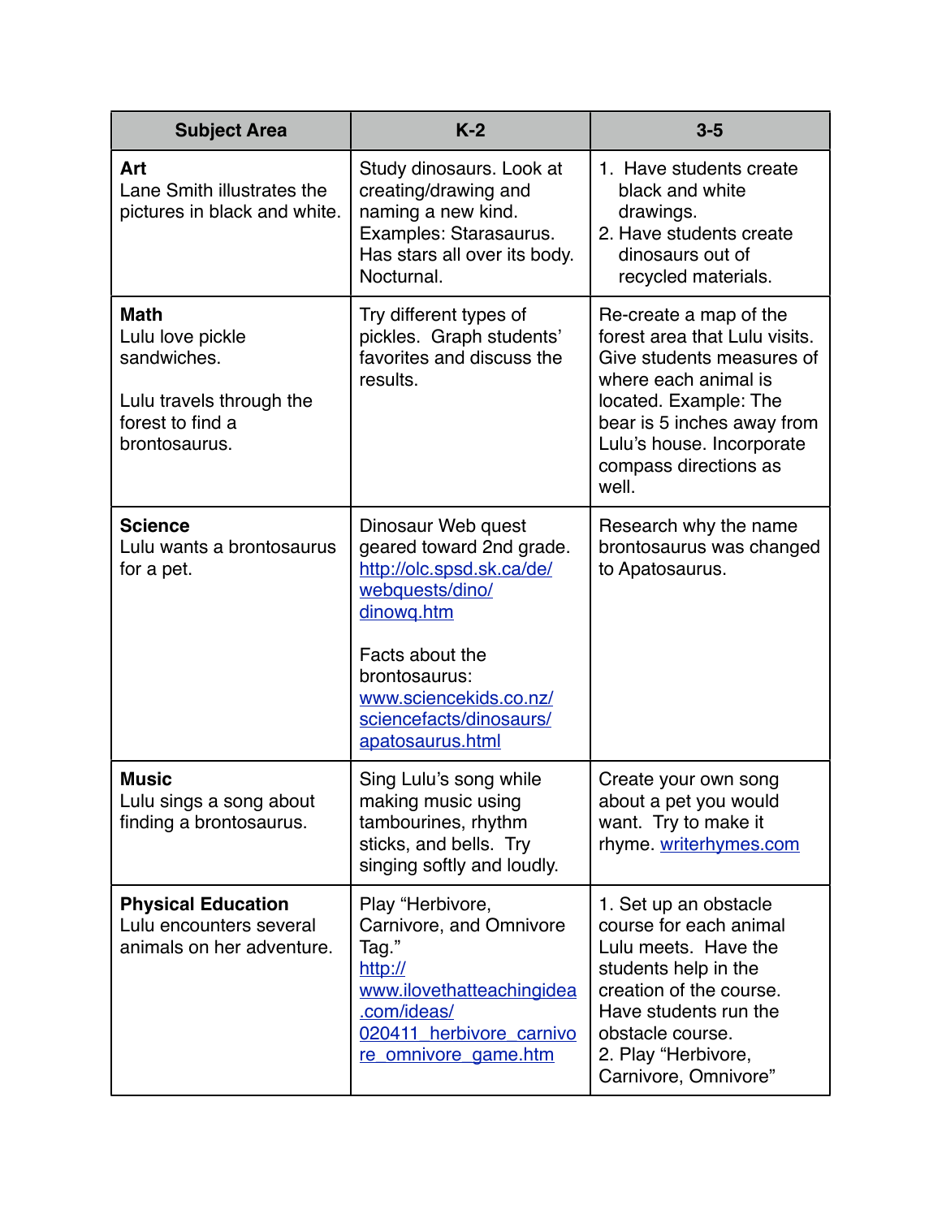| Subject Area | K-2 | 3-5 |
|---|---|---|
| **Art**<br>Lane Smith illustrates the pictures in black and white. | Study dinosaurs. Look at creating/drawing and naming a new kind. Examples: Starasaurus. Has stars all over its body. Nocturnal. | 1. Have students create black and white drawings.<br>2. Have students create dinosaurs out of recycled materials. |
| **Math**<br>Lulu love pickle sandwiches.<br><br>Lulu travels through the forest to find a brontosaurus. | Try different types of pickles. Graph students' favorites and discuss the results. | Re-create a map of the forest area that Lulu visits. Give students measures of where each animal is located. Example: The bear is 5 inches away from Lulu's house. Incorporate compass directions as well. |
| **Science**<br>Lulu wants a brontosaurus for a pet. | Dinosaur Web quest geared toward 2nd grade. http://olc.spsd.sk.ca/de/webquests/dino/dinowq.htm<br><br>Facts about the brontosaurus: www.sciencekids.co.nz/sciencefacts/dinosaurs/apatosaurus.html | Research why the name brontosaurus was changed to Apatosaurus. |
| **Music**<br>Lulu sings a song about finding a brontosaurus. | Sing Lulu's song while making music using tambourines, rhythm sticks, and bells. Try singing softly and loudly. | Create your own song about a pet you would want. Try to make it rhyme. writerhymes.com |
| **Physical Education**<br>Lulu encounters several animals on her adventure. | Play "Herbivore, Carnivore, and Omnivore Tag." http://www.ilovethatteachingidea.com/ideas/020411_herbivore_carnivore_omnivore_game.htm | 1. Set up an obstacle course for each animal Lulu meets. Have the students help in the creation of the course. Have students run the obstacle course.<br>2. Play "Herbivore, Carnivore, Omnivore" |